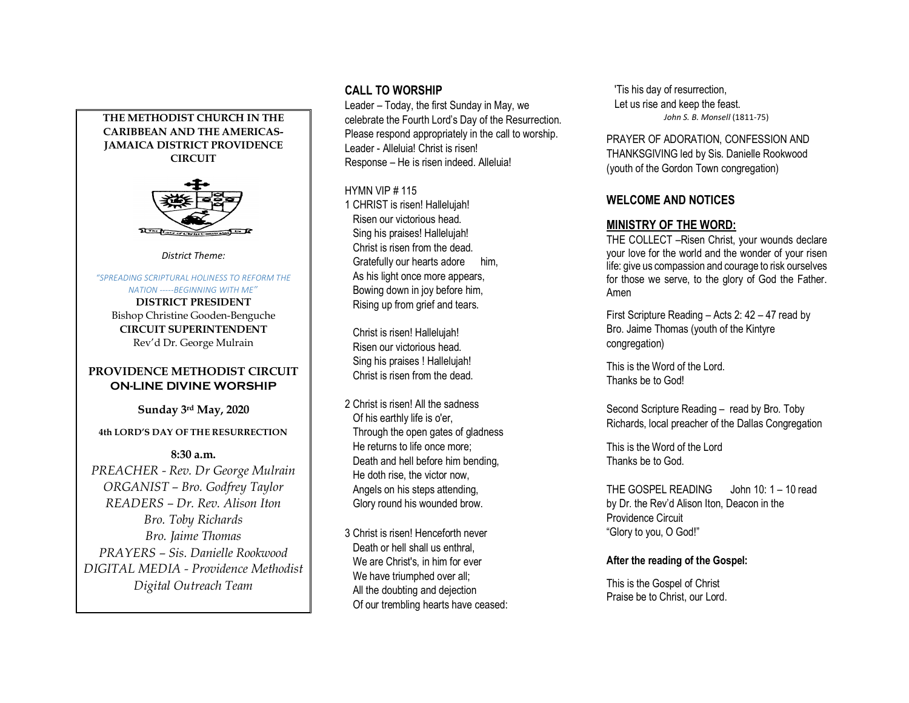**THE METHODIST CHURCH IN THE CARIBBEAN AND THE AMERICAS-JAMAICA DISTRICT PROVIDENCE CIRCUIT**

*District Theme:*

*"SPREADING SCRIPTURAL HOLINESS TO REFORM THE NATION -----BEGINNING WITH ME"*

**DISTRICT PRESIDENT**
Bishop Christine Gooden-Benguche
**CIRCUIT SUPERINTENDENT**
Rev'd Dr. George Mulrain

## PROVIDENCE METHODIST CIRCUIT ON-LINE DIVINE WORSHIP

**Sunday 3rd May, 2020**

**4th LORD'S DAY OF THE RESURRECTION**

**8:30 a.m.**

*PREACHER - Rev. Dr George Mulrain*
*ORGANIST – Bro. Godfrey Taylor*
*READERS – Dr. Rev. Alison Iton*
*Bro. Toby Richards*
*Bro. Jaime Thomas*
*PRAYERS – Sis. Danielle Rookwood*
*DIGITAL MEDIA - Providence Methodist Digital Outreach Team*

## CALL TO WORSHIP

Leader – Today, the first Sunday in May, we celebrate the Fourth Lord's Day of the Resurrection. Please respond appropriately in the call to worship.
Leader - Alleluia! Christ is risen!
Response – He is risen indeed. Alleluia!

HYMN VIP # 115

1 CHRIST is risen! Hallelujah!
Risen our victorious head.
Sing his praises! Hallelujah!
Christ is risen from the dead.
Gratefully our hearts adore him,
As his light once more appears,
Bowing down in joy before him,
Rising up from grief and tears.

Christ is risen! Hallelujah!
Risen our victorious head.
Sing his praises ! Hallelujah!
Christ is risen from the dead.

2 Christ is risen! All the sadness
Of his earthly life is o'er,
Through the open gates of gladness
He returns to life once more;
Death and hell before him bending,
He doth rise, the victor now,
Angels on his steps attending,
Glory round his wounded brow.

3 Christ is risen! Henceforth never
Death or hell shall us enthral,
We are Christ's, in him for ever
We have triumphed over all;
All the doubting and dejection
Of our trembling hearts have ceased:
'Tis his day of resurrection,
Let us rise and keep the feast.

*John S. B. Monsell* (1811-75)

PRAYER OF ADORATION, CONFESSION AND THANKSGIVING led by Sis. Danielle Rookwood (youth of the Gordon Town congregation)

## WELCOME AND NOTICES

## MINISTRY OF THE WORD:

THE COLLECT –Risen Christ, your wounds declare your love for the world and the wonder of your risen life: give us compassion and courage to risk ourselves for those we serve, to the glory of God the Father. Amen

First Scripture Reading – Acts 2: 42 – 47 read by Bro. Jaime Thomas (youth of the Kintyre congregation)

This is the Word of the Lord.
Thanks be to God!

Second Scripture Reading – read by Bro. Toby Richards, local preacher of the Dallas Congregation

This is the Word of the Lord
Thanks be to God.

THE GOSPEL READING John 10: 1 – 10 read by Dr. the Rev'd Alison Iton, Deacon in the Providence Circuit
"Glory to you, O God!"

**After the reading of the Gospel:**

This is the Gospel of Christ
Praise be to Christ, our Lord.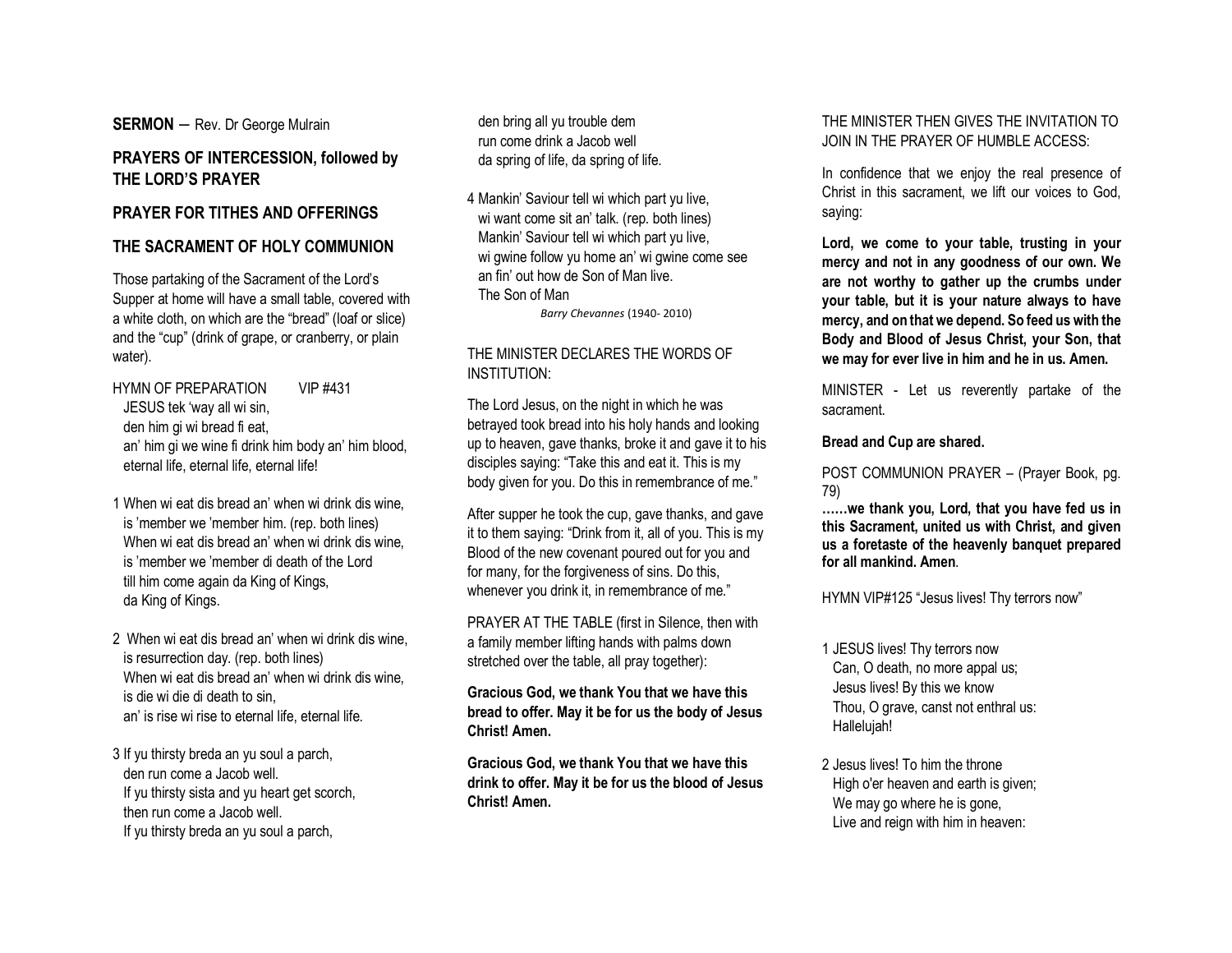**SERMON** – Rev. Dr George Mulrain

## PRAYERS OF INTERCESSION, followed by THE LORD'S PRAYER

## PRAYER FOR TITHES AND OFFERINGS

## THE SACRAMENT OF HOLY COMMUNION

Those partaking of the Sacrament of the Lord's Supper at home will have a small table, covered with a white cloth, on which are the "bread" (loaf or slice) and the "cup" (drink of grape, or cranberry, or plain water).

HYMN OF PREPARATION VIP #431

JESUS tek 'way all wi sin,
den him gi wi bread fi eat,
an' him gi we wine fi drink him body an' him blood,
eternal life, eternal life, eternal life!

1 When wi eat dis bread an' when wi drink dis wine,
is 'member we 'member him. (rep. both lines)
When wi eat dis bread an' when wi drink dis wine,
is 'member we 'member di death of the Lord
till him come again da King of Kings,
da King of Kings.

2 When wi eat dis bread an' when wi drink dis wine,
is resurrection day. (rep. both lines)
When wi eat dis bread an' when wi drink dis wine,
is die wi die di death to sin,
an' is rise wi rise to eternal life, eternal life.

3 If yu thirsty breda an yu soul a parch,
den run come a Jacob well.
If yu thirsty sista and yu heart get scorch,
then run come a Jacob well.
If yu thirsty breda an yu soul a parch,
den bring all yu trouble dem
run come drink a Jacob well
da spring of life, da spring of life.

4 Mankin' Saviour tell wi which part yu live,
wi want come sit an' talk. (rep. both lines)
Mankin' Saviour tell wi which part yu live,
wi gwine follow yu home an' wi gwine come see
an fin' out how de Son of Man live.
The Son of Man

*Barry Chevannes* (1940- 2010)

THE MINISTER DECLARES THE WORDS OF INSTITUTION:

The Lord Jesus, on the night in which he was betrayed took bread into his holy hands and looking up to heaven, gave thanks, broke it and gave it to his disciples saying: "Take this and eat it. This is my body given for you. Do this in remembrance of me."

After supper he took the cup, gave thanks, and gave it to them saying: "Drink from it, all of you. This is my Blood of the new covenant poured out for you and for many, for the forgiveness of sins. Do this, whenever you drink it, in remembrance of me."

PRAYER AT THE TABLE (first in Silence, then with a family member lifting hands with palms down stretched over the table, all pray together):

**Gracious God, we thank You that we have this bread to offer. May it be for us the body of Jesus Christ! Amen.**

**Gracious God, we thank You that we have this drink to offer. May it be for us the blood of Jesus Christ! Amen.**

THE MINISTER THEN GIVES THE INVITATION TO JOIN IN THE PRAYER OF HUMBLE ACCESS:

In confidence that we enjoy the real presence of Christ in this sacrament, we lift our voices to God, saying:

**Lord, we come to your table, trusting in your mercy and not in any goodness of our own. We are not worthy to gather up the crumbs under your table, but it is your nature always to have mercy, and on that we depend. So feed us with the Body and Blood of Jesus Christ, your Son, that we may for ever live in him and he in us. Amen.**

MINISTER - Let us reverently partake of the sacrament.

**Bread and Cup are shared.**

POST COMMUNION PRAYER – (Prayer Book, pg. 79)

**……we thank you, Lord, that you have fed us in this Sacrament, united us with Christ, and given us a foretaste of the heavenly banquet prepared for all mankind. Amen**.

HYMN VIP#125 "Jesus lives! Thy terrors now"

1 JESUS lives! Thy terrors now
Can, O death, no more appal us;
Jesus lives! By this we know
Thou, O grave, canst not enthral us:
Hallelujah!

2 Jesus lives! To him the throne
High o'er heaven and earth is given;
We may go where he is gone,
Live and reign with him in heaven: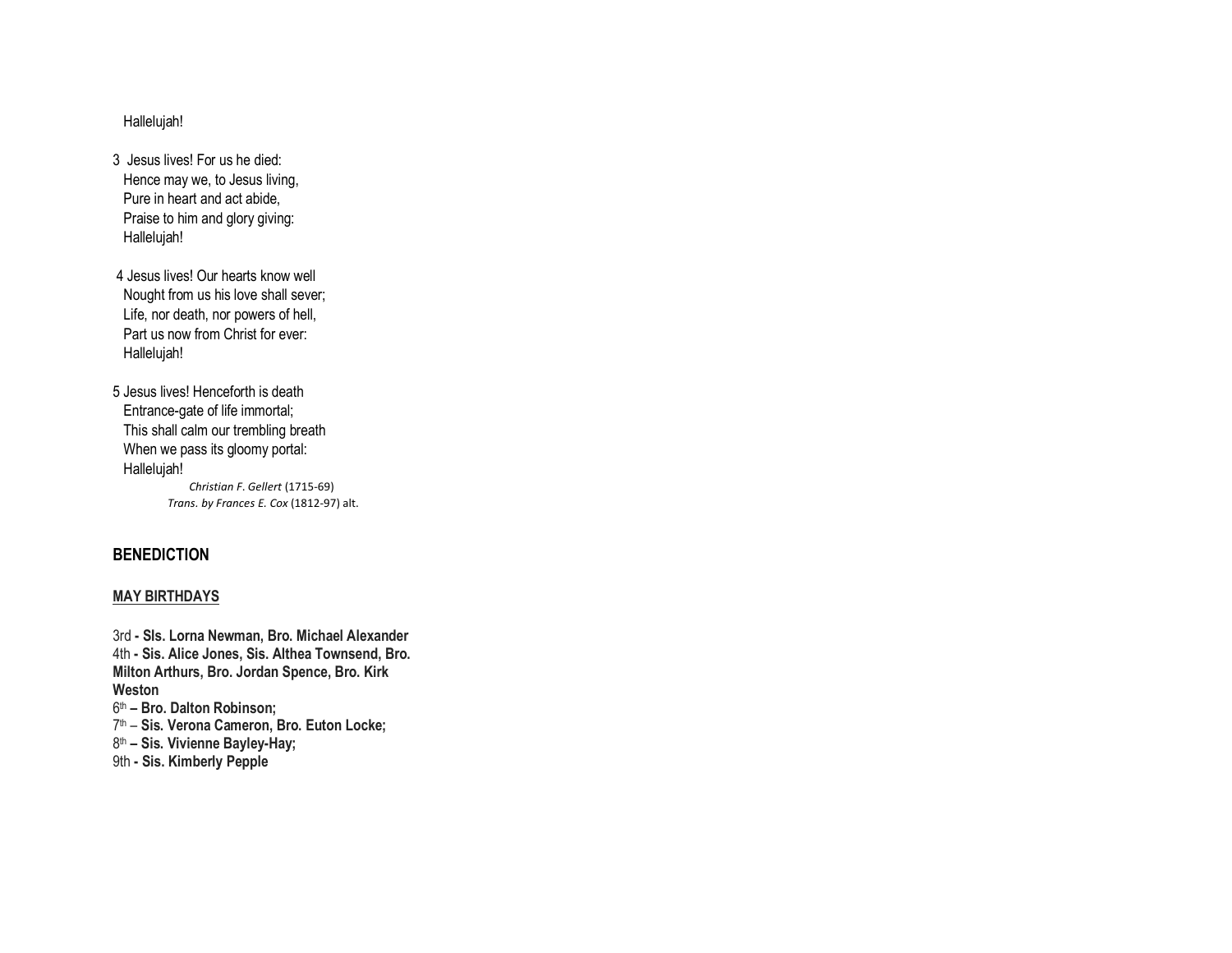Hallelujah!

3 Jesus lives! For us he died:
Hence may we, to Jesus living,
Pure in heart and act abide,
Praise to him and glory giving:
Hallelujah!

4 Jesus lives! Our hearts know well
Nought from us his love shall sever;
Life, nor death, nor powers of hell,
Part us now from Christ for ever:
Hallelujah!

5 Jesus lives! Henceforth is death
Entrance-gate of life immortal;
This shall calm our trembling breath
When we pass its gloomy portal:
Hallelujah!

*Christian F. Gellert* (1715-69)
*Trans. by Frances E. Cox* (1812-97) alt.

## BENEDICTION

**MAY BIRTHDAYS**

3rd **- SIs. Lorna Newman, Bro. Michael Alexander**
4th **- Sis. Alice Jones, Sis. Althea Townsend, Bro. Milton Arthurs, Bro. Jordan Spence, Bro. Kirk Weston**
6th **– Bro. Dalton Robinson;**
7th – **Sis. Verona Cameron, Bro. Euton Locke;**
8th **– Sis. Vivienne Bayley-Hay;**
9th **- Sis. Kimberly Pepple**